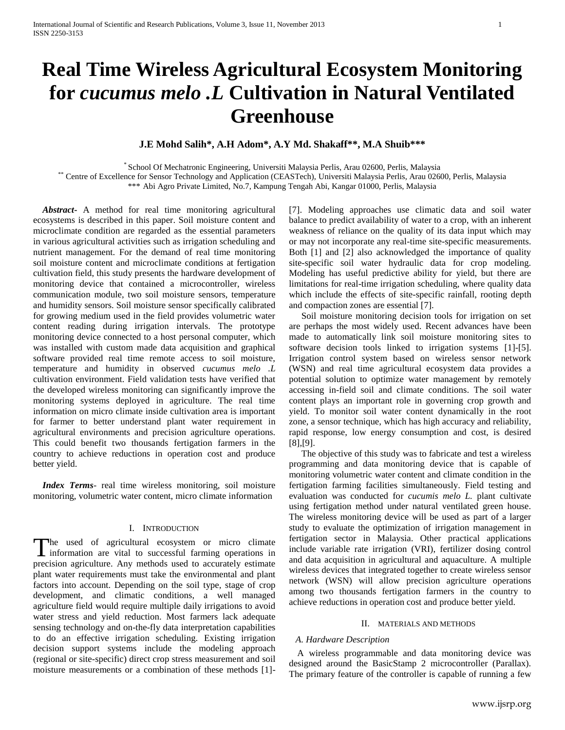# Real Time Wireless Agricultural Ecosystem Monitoring for *cucumus melo .L* Cultivation in Natural Ventilated Greenhouse

**J.E Mohd Salih\*, A.H Adom\*, A.Y Md. Shakaff\*\*, M.A Shuib\*\*\***

\* School Of Mechatronic Engineering, Universiti Malaysia Perlis, Arau 02600, Perlis, Malaysia
\*\* Centre of Excellence for Sensor Technology and Application (CEASTech), Universiti Malaysia Perlis, Arau 02600, Perlis, Malaysia
\*\*\* Abi Agro Private Limited, No.7, Kampung Tengah Abi, Kangar 01000, Perlis, Malaysia

***Abstract-*** A method for real time monitoring agricultural ecosystems is described in this paper. Soil moisture content and microclimate condition are regarded as the essential parameters in various agricultural activities such as irrigation scheduling and nutrient management. For the demand of real time monitoring soil moisture content and microclimate conditions at fertigation cultivation field, this study presents the hardware development of monitoring device that contained a microcontroller, wireless communication module, two soil moisture sensors, temperature and humidity sensors. Soil moisture sensor specifically calibrated for growing medium used in the field provides volumetric water content reading during irrigation intervals. The prototype monitoring device connected to a host personal computer, which was installed with custom made data acquisition and graphical software provided real time remote access to soil moisture, temperature and humidity in observed *cucumus melo .L* cultivation environment. Field validation tests have verified that the developed wireless monitoring can significantly improve the monitoring systems deployed in agriculture. The real time information on micro climate inside cultivation area is important for farmer to better understand plant water requirement in agricultural environments and precision agriculture operations. This could benefit two thousands fertigation farmers in the country to achieve reductions in operation cost and produce better yield.

***Index Terms*** - real time wireless monitoring, soil moisture monitoring, volumetric water content, micro climate information

## I. Introduction

The used of agricultural ecosystem or micro climate information are vital to successful farming operations in precision agriculture. Any methods used to accurately estimate plant water requirements must take the environmental and plant factors into account. Depending on the soil type, stage of crop development, and climatic conditions, a well managed agriculture field would require multiple daily irrigations to avoid water stress and yield reduction. Most farmers lack adequate sensing technology and on-the-fly data interpretation capabilities to do an effective irrigation scheduling. Existing irrigation decision support systems include the modeling approach (regional or site-specific) direct crop stress measurement and soil moisture measurements or a combination of these methods [1]-[7]. Modeling approaches use climatic data and soil water balance to predict availability of water to a crop, with an inherent weakness of reliance on the quality of its data input which may or may not incorporate any real-time site-specific measurements. Both [1] and [2] also acknowledged the importance of quality site-specific soil water hydraulic data for crop modeling. Modeling has useful predictive ability for yield, but there are limitations for real-time irrigation scheduling, where quality data which include the effects of site-specific rainfall, rooting depth and compaction zones are essential [7].

Soil moisture monitoring decision tools for irrigation on set are perhaps the most widely used. Recent advances have been made to automatically link soil moisture monitoring sites to software decision tools linked to irrigation systems [1]-[5]. Irrigation control system based on wireless sensor network (WSN) and real time agricultural ecosystem data provides a potential solution to optimize water management by remotely accessing in-field soil and climate conditions. The soil water content plays an important role in governing crop growth and yield. To monitor soil water content dynamically in the root zone, a sensor technique, which has high accuracy and reliability, rapid response, low energy consumption and cost, is desired [8],[9].

The objective of this study was to fabricate and test a wireless programming and data monitoring device that is capable of monitoring volumetric water content and climate condition in the fertigation farming facilities simultaneously. Field testing and evaluation was conducted for *cucumis melo L.* plant cultivate using fertigation method under natural ventilated green house. The wireless monitoring device will be used as part of a larger study to evaluate the optimization of irrigation management in fertigation sector in Malaysia. Other practical applications include variable rate irrigation (VRI), fertilizer dosing control and data acquisition in agricultural and aquaculture. A multiple wireless devices that integrated together to create wireless sensor network (WSN) will allow precision agriculture operations among two thousands fertigation farmers in the country to achieve reductions in operation cost and produce better yield.

## II. Materials and Methods

### *A. Hardware Description*

A wireless programmable and data monitoring device was designed around the BasicStamp 2 microcontroller (Parallax). The primary feature of the controller is capable of running a few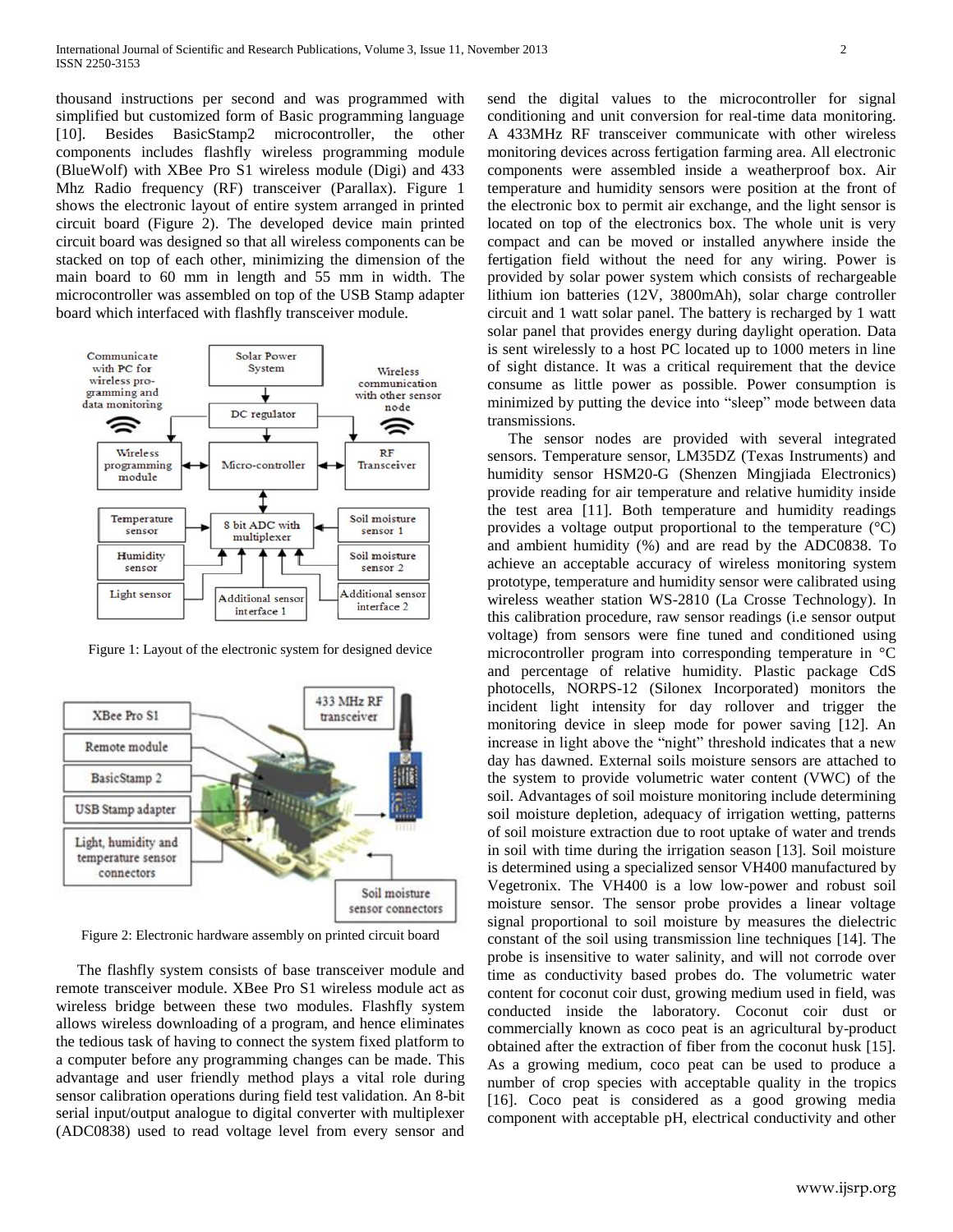thousand instructions per second and was programmed with simplified but customized form of Basic programming language [10]. Besides BasicStamp2 microcontroller, the other components includes flashfly wireless programming module (BlueWolf) with XBee Pro S1 wireless module (Digi) and 433 Mhz Radio frequency (RF) transceiver (Parallax). Figure 1 shows the electronic layout of entire system arranged in printed circuit board (Figure 2). The developed device main printed circuit board was designed so that all wireless components can be stacked on top of each other, minimizing the dimension of the main board to 60 mm in length and 55 mm in width. The microcontroller was assembled on top of the USB Stamp adapter board which interfaced with flashfly transceiver module.

Figure 1: Layout of the electronic system for designed device

Figure 2: Electronic hardware assembly on printed circuit board

The flashfly system consists of base transceiver module and remote transceiver module. XBee Pro S1 wireless module act as wireless bridge between these two modules. Flashfly system allows wireless downloading of a program, and hence eliminates the tedious task of having to connect the system fixed platform to a computer before any programming changes can be made. This advantage and user friendly method plays a vital role during sensor calibration operations during field test validation. An 8-bit serial input/output analogue to digital converter with multiplexer (ADC0838) used to read voltage level from every sensor and send the digital values to the microcontroller for signal conditioning and unit conversion for real-time data monitoring. A 433MHz RF transceiver communicate with other wireless monitoring devices across fertigation farming area. All electronic components were assembled inside a weatherproof box. Air temperature and humidity sensors were position at the front of the electronic box to permit air exchange, and the light sensor is located on top of the electronics box. The whole unit is very compact and can be moved or installed anywhere inside the fertigation field without the need for any wiring. Power is provided by solar power system which consists of rechargeable lithium ion batteries (12V, 3800mAh), solar charge controller circuit and 1 watt solar panel. The battery is recharged by 1 watt solar panel that provides energy during daylight operation. Data is sent wirelessly to a host PC located up to 1000 meters in line of sight distance. It was a critical requirement that the device consume as little power as possible. Power consumption is minimized by putting the device into "sleep" mode between data transmissions.

The sensor nodes are provided with several integrated sensors. Temperature sensor, LM35DZ (Texas Instruments) and humidity sensor HSM20-G (Shenzen Mingjiada Electronics) provide reading for air temperature and relative humidity inside the test area [11]. Both temperature and humidity readings provides a voltage output proportional to the temperature (°C) and ambient humidity (%) and are read by the ADC0838. To achieve an acceptable accuracy of wireless monitoring system prototype, temperature and humidity sensor were calibrated using wireless weather station WS-2810 (La Crosse Technology). In this calibration procedure, raw sensor readings (i.e sensor output voltage) from sensors were fine tuned and conditioned using microcontroller program into corresponding temperature in °C and percentage of relative humidity. Plastic package CdS photocells, NORPS-12 (Silonex Incorporated) monitors the incident light intensity for day rollover and trigger the monitoring device in sleep mode for power saving [12]. An increase in light above the "night" threshold indicates that a new day has dawned. External soils moisture sensors are attached to the system to provide volumetric water content (VWC) of the soil. Advantages of soil moisture monitoring include determining soil moisture depletion, adequacy of irrigation wetting, patterns of soil moisture extraction due to root uptake of water and trends in soil with time during the irrigation season [13]. Soil moisture is determined using a specialized sensor VH400 manufactured by Vegetronix. The VH400 is a low low-power and robust soil moisture sensor. The sensor probe provides a linear voltage signal proportional to soil moisture by measures the dielectric constant of the soil using transmission line techniques [14]. The probe is insensitive to water salinity, and will not corrode over time as conductivity based probes do. The volumetric water content for coconut coir dust, growing medium used in field, was conducted inside the laboratory. Coconut coir dust or commercially known as coco peat is an agricultural by-product obtained after the extraction of fiber from the coconut husk [15]. As a growing medium, coco peat can be used to produce a number of crop species with acceptable quality in the tropics [16]. Coco peat is considered as a good growing media component with acceptable pH, electrical conductivity and other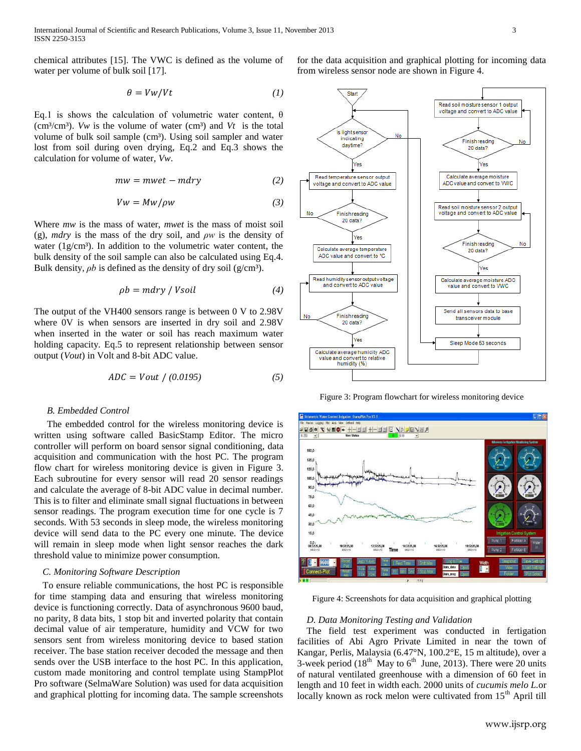chemical attributes [15]. The VWC is defined as the volume of water per volume of bulk soil [17].

$$\theta = Vw/Vt \quad (1)$$

Eq.1 is shows the calculation of volumetric water content, θ (cm³/cm³). *Vw* is the volume of water (cm³) and *Vt* is the total volume of bulk soil sample (cm³). Using soil sampler and water lost from soil during oven drying, Eq.2 and Eq.3 shows the calculation for volume of water, *Vw*.

$$mw = mwet - mdry \quad (2)$$

$$Vw = Mw/\rho w \quad (3)$$

Where *mw* is the mass of water, *mwet* is the mass of moist soil (g), *mdry* is the mass of the dry soil, and *ρw* is the density of water (1g/cm³). In addition to the volumetric water content, the bulk density of the soil sample can also be calculated using Eq.4. Bulk density, *ρb* is defined as the density of dry soil (g/cm³).

$$\rho b = mdry\ /\ Vsoil \quad (4)$$

The output of the VH400 sensors range is between 0 V to 2.98V where 0V is when sensors are inserted in dry soil and 2.98V when inserted in the water or soil has reach maximum water holding capacity. Eq.5 to represent relationship between sensor output (*Vout*) in Volt and 8-bit ADC value.

$$ADC = Vout\ /\ (0.0195) \quad (5)$$

### *B. Embedded Control*

The embedded control for the wireless monitoring device is written using software called BasicStamp Editor. The micro controller will perform on board sensor signal conditioning, data acquisition and communication with the host PC. The program flow chart for wireless monitoring device is given in Figure 3. Each subroutine for every sensor will read 20 sensor readings and calculate the average of 8-bit ADC value in decimal number. This is to filter and eliminate small signal fluctuations in between sensor readings. The program execution time for one cycle is 7 seconds. With 53 seconds in sleep mode, the wireless monitoring device will send data to the PC every one minute. The device will remain in sleep mode when light sensor reaches the dark threshold value to minimize power consumption.

### *C. Monitoring Software Description*

To ensure reliable communications, the host PC is responsible for time stamping data and ensuring that wireless monitoring device is functioning correctly. Data of asynchronous 9600 baud, no parity, 8 data bits, 1 stop bit and inverted polarity that contain decimal value of air temperature, humidity and VCW for two sensors sent from wireless monitoring device to based station receiver. The base station receiver decoded the message and then sends over the USB interface to the host PC. In this application, custom made monitoring and control template using StampPlot Pro software (SelmaWare Solution) was used for data acquisition and graphical plotting for incoming data. The sample screenshots for the data acquisition and graphical plotting for incoming data from wireless sensor node are shown in Figure 4.

Figure 3: Program flowchart for wireless monitoring device

Figure 4: Screenshots for data acquisition and graphical plotting

### *D. Data Monitoring Testing and Validation*

The field test experiment was conducted in fertigation facilities of Abi Agro Private Limited in near the town of Kangar, Perlis, Malaysia (6.47°N, 100.2°E, 15 m altitude), over a 3-week period (18th May to 6th June, 2013). There were 20 units of natural ventilated greenhouse with a dimension of 60 feet in length and 10 feet in width each. 2000 units of *cucumis melo L.*or locally known as rock melon were cultivated from 15th April till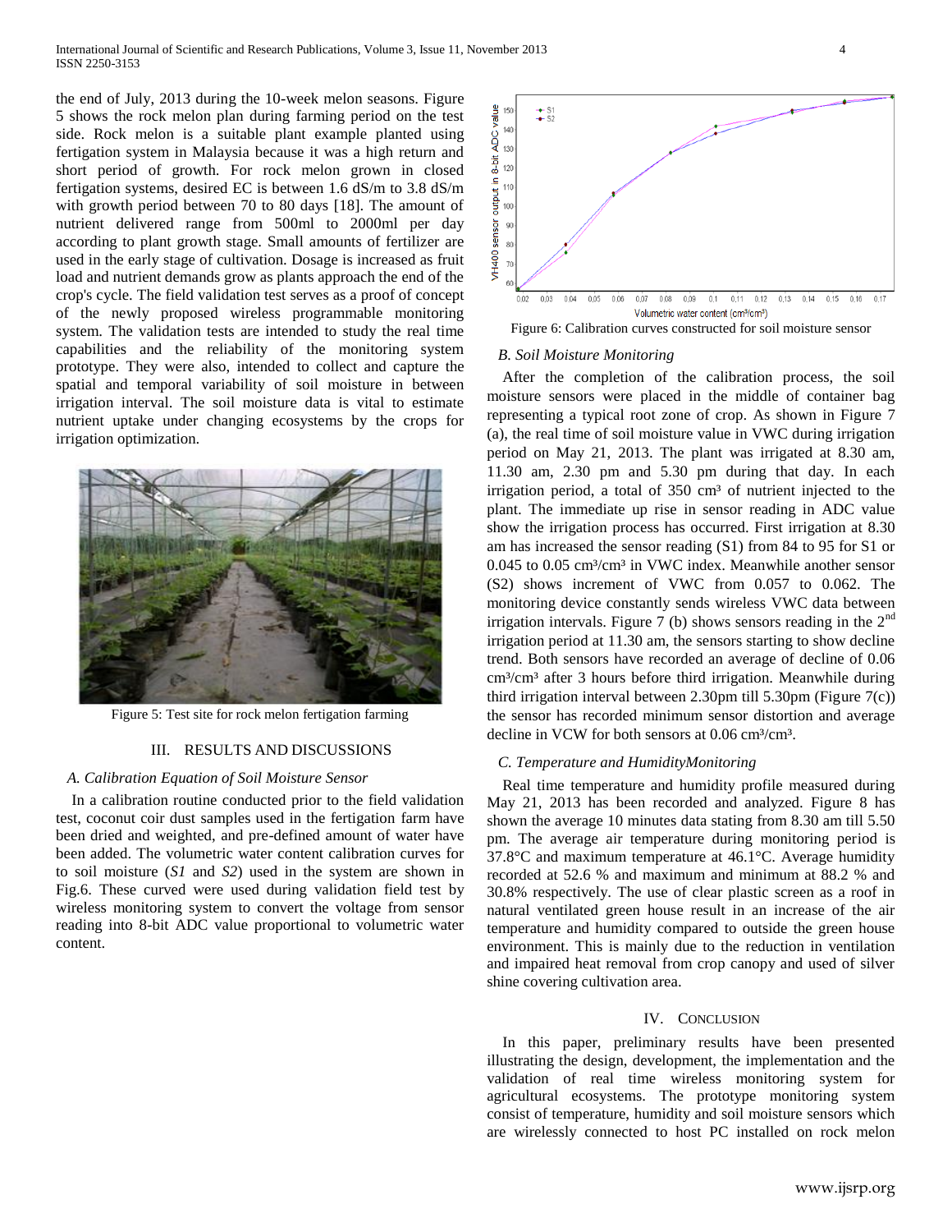the end of July, 2013 during the 10-week melon seasons. Figure 5 shows the rock melon plan during farming period on the test side. Rock melon is a suitable plant example planted using fertigation system in Malaysia because it was a high return and short period of growth. For rock melon grown in closed fertigation systems, desired EC is between 1.6 dS/m to 3.8 dS/m with growth period between 70 to 80 days [18]. The amount of nutrient delivered range from 500ml to 2000ml per day according to plant growth stage. Small amounts of fertilizer are used in the early stage of cultivation. Dosage is increased as fruit load and nutrient demands grow as plants approach the end of the crop's cycle. The field validation test serves as a proof of concept of the newly proposed wireless programmable monitoring system. The validation tests are intended to study the real time capabilities and the reliability of the monitoring system prototype. They were also, intended to collect and capture the spatial and temporal variability of soil moisture in between irrigation interval. The soil moisture data is vital to estimate nutrient uptake under changing ecosystems by the crops for irrigation optimization.

Figure 5: Test site for rock melon fertigation farming

## III. Results and Discussions

### A. Calibration Equation of Soil Moisture Sensor

In a calibration routine conducted prior to the field validation test, coconut coir dust samples used in the fertigation farm have been dried and weighted, and pre-defined amount of water have been added. The volumetric water content calibration curves for to soil moisture (*S1* and *S2*) used in the system are shown in Fig.6. These curved were used during validation field test by wireless monitoring system to convert the voltage from sensor reading into 8-bit ADC value proportional to volumetric water content.

Figure 6: Calibration curves constructed for soil moisture sensor

### B. Soil Moisture Monitoring

After the completion of the calibration process, the soil moisture sensors were placed in the middle of container bag representing a typical root zone of crop. As shown in Figure 7 (a), the real time of soil moisture value in VWC during irrigation period on May 21, 2013. The plant was irrigated at 8.30 am, 11.30 am, 2.30 pm and 5.30 pm during that day. In each irrigation period, a total of 350 $cm^3$ of nutrient injected to the plant. The immediate up rise in sensor reading in ADC value show the irrigation process has occurred. First irrigation at 8.30 am has increased the sensor reading (S1) from 84 to 95 for S1 or 0.045 to 0.05 $cm^3/cm^3$ in VWC index. Meanwhile another sensor (S2) shows increment of VWC from 0.057 to 0.062. The monitoring device constantly sends wireless VWC data between irrigation intervals. Figure 7 (b) shows sensors reading in the 2nd irrigation period at 11.30 am, the sensors starting to show decline trend. Both sensors have recorded an average of decline of 0.06 $cm^3/cm^3$ after 3 hours before third irrigation. Meanwhile during third irrigation interval between 2.30pm till 5.30pm (Figure 7(c)) the sensor has recorded minimum sensor distortion and average decline in VCW for both sensors at 0.06 $cm^3/cm^3$.

### C. Temperature and HumidityMonitoring

Real time temperature and humidity profile measured during May 21, 2013 has been recorded and analyzed. Figure 8 has shown the average 10 minutes data stating from 8.30 am till 5.50 pm. The average air temperature during monitoring period is 37.8°C and maximum temperature at 46.1°C. Average humidity recorded at 52.6 % and maximum and minimum at 88.2 % and 30.8% respectively. The use of clear plastic screen as a roof in natural ventilated green house result in an increase of the air temperature and humidity compared to outside the green house environment. This is mainly due to the reduction in ventilation and impaired heat removal from crop canopy and used of silver shine covering cultivation area.

## IV. Conclusion

In this paper, preliminary results have been presented illustrating the design, development, the implementation and the validation of real time wireless monitoring system for agricultural ecosystems. The prototype monitoring system consist of temperature, humidity and soil moisture sensors which are wirelessly connected to host PC installed on rock melon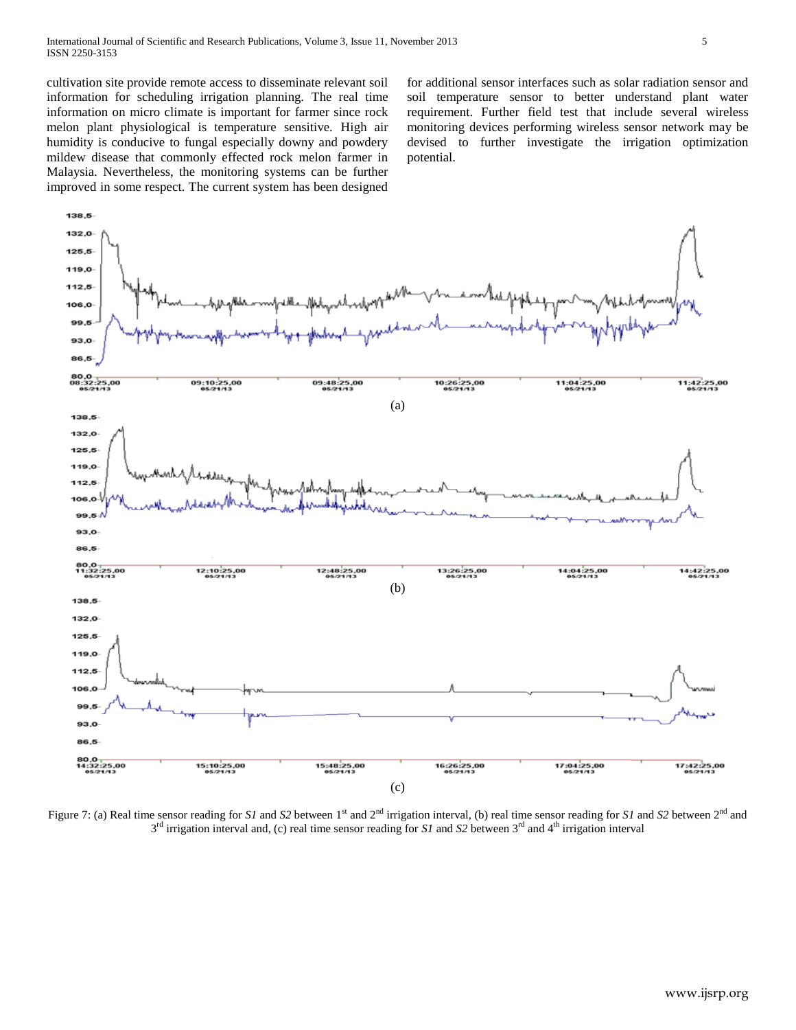cultivation site provide remote access to disseminate relevant soil information for scheduling irrigation planning. The real time information on micro climate is important for farmer since rock melon plant physiological is temperature sensitive. High air humidity is conducive to fungal especially downy and powdery mildew disease that commonly effected rock melon farmer in Malaysia. Nevertheless, the monitoring systems can be further improved in some respect. The current system has been designed for additional sensor interfaces such as solar radiation sensor and soil temperature sensor to better understand plant water requirement. Further field test that include several wireless monitoring devices performing wireless sensor network may be devised to further investigate the irrigation optimization potential.

(a)

(b)

(c)

Figure 7: (a) Real time sensor reading for *S1* and *S2* between 1st and 2nd irrigation interval, (b) real time sensor reading for *S1* and *S2* between 2nd and 3rd irrigation interval and, (c) real time sensor reading for *S1* and *S2* between 3rd and 4th irrigation interval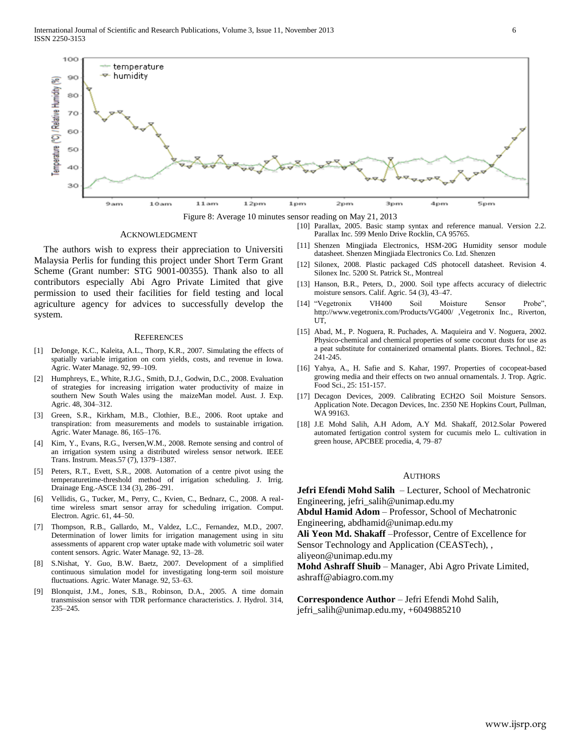100
temperature
humidity
90
80
70
60
50
40
30
Temperature (°C) / Relative Humidity (%)
9am
10am
11am
12pm
1pm
2pm
3pm
4pm
5pm

Figure 8: Average 10 minutes sensor reading on May 21, 2013

## ACKNOWLEDGMENT

The authors wish to express their appreciation to Universiti Malaysia Perlis for funding this project under Short Term Grant Scheme (Grant number: STG 9001-00355). Thank also to all contributors especially Abi Agro Private Limited that give permission to used their facilities for field testing and local agriculture agency for advices to successfully develop the system.

## REFERENCES

[1] DeJonge, K.C., Kaleita, A.L., Thorp, K.R., 2007. Simulating the effects of spatially variable irrigation on corn yields, costs, and revenue in Iowa. Agric. Water Manage. 92, 99–109.

[2] Humphreys, E., White, R.J.G., Smith, D.J., Godwin, D.C., 2008. Evaluation of strategies for increasing irrigation water productivity of maize in southern New South Wales using the maizeMan model. Aust. J. Exp. Agric. 48, 304–312.

[3] Green, S.R., Kirkham, M.B., Clothier, B.E., 2006. Root uptake and transpiration: from measurements and models to sustainable irrigation. Agric. Water Manage. 86, 165–176.

[4] Kim, Y., Evans, R.G., Iversen,W.M., 2008. Remote sensing and control of an irrigation system using a distributed wireless sensor network. IEEE Trans. Instrum. Meas.57 (7), 1379–1387.

[5] Peters, R.T., Evett, S.R., 2008. Automation of a centre pivot using the temperaturetime-threshold method of irrigation scheduling. J. Irrig. Drainage Eng.-ASCE 134 (3), 286–291.

[6] Vellidis, G., Tucker, M., Perry, C., Kvien, C., Bednarz, C., 2008. A real-time wireless smart sensor array for scheduling irrigation. Comput. Electron. Agric. 61, 44–50.

[7] Thompson, R.B., Gallardo, M., Valdez, L.C., Fernandez, M.D., 2007. Determination of lower limits for irrigation management using in situ assessments of apparent crop water uptake made with volumetric soil water content sensors. Agric. Water Manage. 92, 13–28.

[8] S.Nishat, Y. Guo, B.W. Baetz, 2007. Development of a simplified continuous simulation model for investigating long-term soil moisture fluctuations. Agric. Water Manage. 92, 53–63.

[9] Blonquist, J.M., Jones, S.B., Robinson, D.A., 2005. A time domain transmission sensor with TDR performance characteristics. J. Hydrol. 314, 235–245.

[10] Parallax, 2005. Basic stamp syntax and reference manual. Version 2.2. Parallax Inc. 599 Menlo Drive Rocklin, CA 95765.

[11] Shenzen Mingjiada Electronics, HSM-20G Humidity sensor module datasheet. Shenzen Mingjiada Electronics Co. Ltd. Shenzen

[12] Silonex, 2008. Plastic packaged CdS photocell datasheet. Revision 4. Silonex Inc. 5200 St. Patrick St., Montreal

[13] Hanson, B.R., Peters, D., 2000. Soil type affects accuracy of dielectric moisture sensors. Calif. Agric. 54 (3), 43–47.

[14] "Vegetronix VH400 Soil Moisture Sensor Probe", http://www.vegetronix.com/Products/VG400/ ,Vegetronix Inc., Riverton, UT,

[15] Abad, M., P. Noguera, R. Puchades, A. Maquieira and V. Noguera, 2002. Physico-chemical and chemical properties of some coconut dusts for use as a peat substitute for containerized ornamental plants. Biores. Technol., 82: 241-245.

[16] Yahya, A., H. Safie and S. Kahar, 1997. Properties of cocopeat-based growing media and their effects on two annual ornamentals. J. Trop. Agric. Food Sci., 25: 151-157.

[17] Decagon Devices, 2009. Calibrating ECH2O Soil Moisture Sensors. Application Note. Decagon Devices, Inc. 2350 NE Hopkins Court, Pullman, WA 99163.

[18] J.E Mohd Salih, A.H Adom, A.Y Md. Shakaff, 2012.Solar Powered automated fertigation control system for cucumis melo L. cultivation in green house, APCBEE procedia, 4, 79–87

## AUTHORS

**Jefri Efendi Mohd Salih** – Lecturer, School of Mechatronic Engineering, jefri_salih@unimap.edu.my

**Abdul Hamid Adom** – Professor, School of Mechatronic Engineering, abdhamid@unimap.edu.my

**Ali Yeon Md. Shakaff** –Professor, Centre of Excellence for Sensor Technology and Application (CEASTech), , aliyeon@unimap.edu.my

**Mohd Ashraff Shuib** – Manager, Abi Agro Private Limited, ashraff@abiagro.com.my

**Correspondence Author** – Jefri Efendi Mohd Salih, jefri_salih@unimap.edu.my, +6049885210